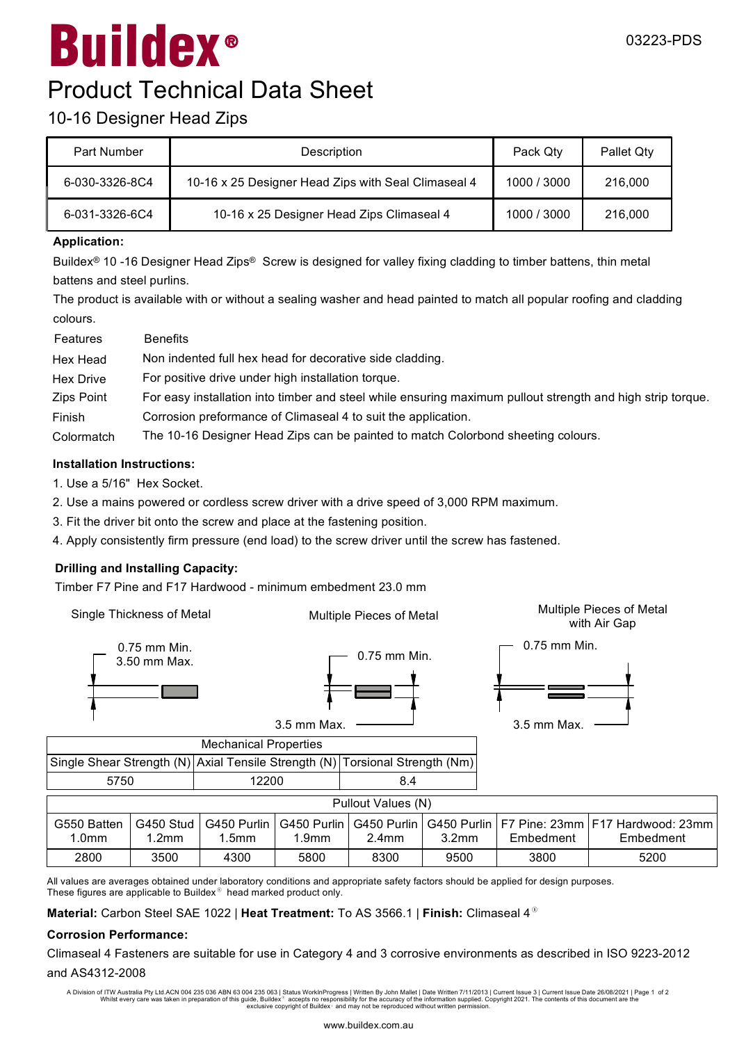# Buildex®

03223-PDS

## Product Technical Data Sheet

### 10-16 Designer Head Zips

| Part Number | Description | Pack Qty | Pallet Qty |
|---|---|---|---|
| 6-030-3326-8C4 | 10-16 x 25 Designer Head Zips with Seal Climaseal 4 | 1000 / 3000 | 216,000 |
| 6-031-3326-6C4 | 10-16 x 25 Designer Head Zips Climaseal 4 | 1000 / 3000 | 216,000 |

**Application:**

Buildex® 10 -16 Designer Head Zips® Screw is designed for valley fixing cladding to timber battens, thin metal battens and steel purlins.

The product is available with or without a sealing washer and head painted to match all popular roofing and cladding colours.

| Features | Benefits |
|---|---|
| Hex Head | Non indented full hex head for decorative side cladding. |
| Hex Drive | For positive drive under high installation torque. |
| Zips Point | For easy installation into timber and steel while ensuring maximum pullout strength and high strip torque. |
| Finish | Corrosion preformance of Climaseal 4 to suit the application. |
| Colormatch | The 10-16 Designer Head Zips can be painted to match Colorbond sheeting colours. |

**Installation Instructions:**

1. Use a 5/16" Hex Socket.
2. Use a mains powered or cordless screw driver with a drive speed of 3,000 RPM maximum.
3. Fit the driver bit onto the screw and place at the fastening position.
4. Apply consistently firm pressure (end load) to the screw driver until the screw has fastened.

**Drilling and Installing Capacity:**

Timber F7 Pine and F17 Hardwood - minimum embedment 23.0 mm

Single Thickness of Metal: 0.75 mm Min. 3.50 mm Max.

Multiple Pieces of Metal: 0.75 mm Min. 3.5 mm Max.

Multiple Pieces of Metal with Air Gap: 0.75 mm Min. 3.5 mm Max.

| Mechanical Properties | | |
|---|---|---|
| Single Shear Strength (N) | Axial Tensile Strength (N) | Torsional Strength (Nm) |
| 5750 | 12200 | 8.4 |

| Pullout Values (N) | | | | | | | |
|---|---|---|---|---|---|---|---|
| G550 Batten 1.0mm | G450 Stud 1.2mm | G450 Purlin 1.5mm | G450 Purlin 1.9mm | G450 Purlin 2.4mm | G450 Purlin 3.2mm | F7 Pine: 23mm Embedment | F17 Hardwood: 23mm Embedment |
| 2800 | 3500 | 4300 | 5800 | 8300 | 9500 | 3800 | 5200 |

All values are averages obtained under laboratory conditions and appropriate safety factors should be applied for design purposes.
These figures are applicable to Buildex® head marked product only.

**Material:** Carbon Steel SAE 1022 | **Heat Treatment:** To AS 3566.1 | **Finish:** Climaseal 4®

**Corrosion Performance:**

Climaseal 4 Fasteners are suitable for use in Category 4 and 3 corrosive environments as described in ISO 9223-2012 and AS4312-2008

A Division of ITW Australia Pty Ltd.ACN 004 235 036 ABN 63 004 235 063 | Status WorkInProgress | Written By John Mallet | Date Written 7/11/2013 | Current Issue 3 | Current Issue Date 26/08/2021 | Whilst every care was taken in preparation of this guide, Buildex® accepts no responsibility for the accuracy of the information supplied. Copyright 2021. The contents of this document are the exclusive copyright of Buildex® and may not be reproduced without written permission.

www.buildex.com.au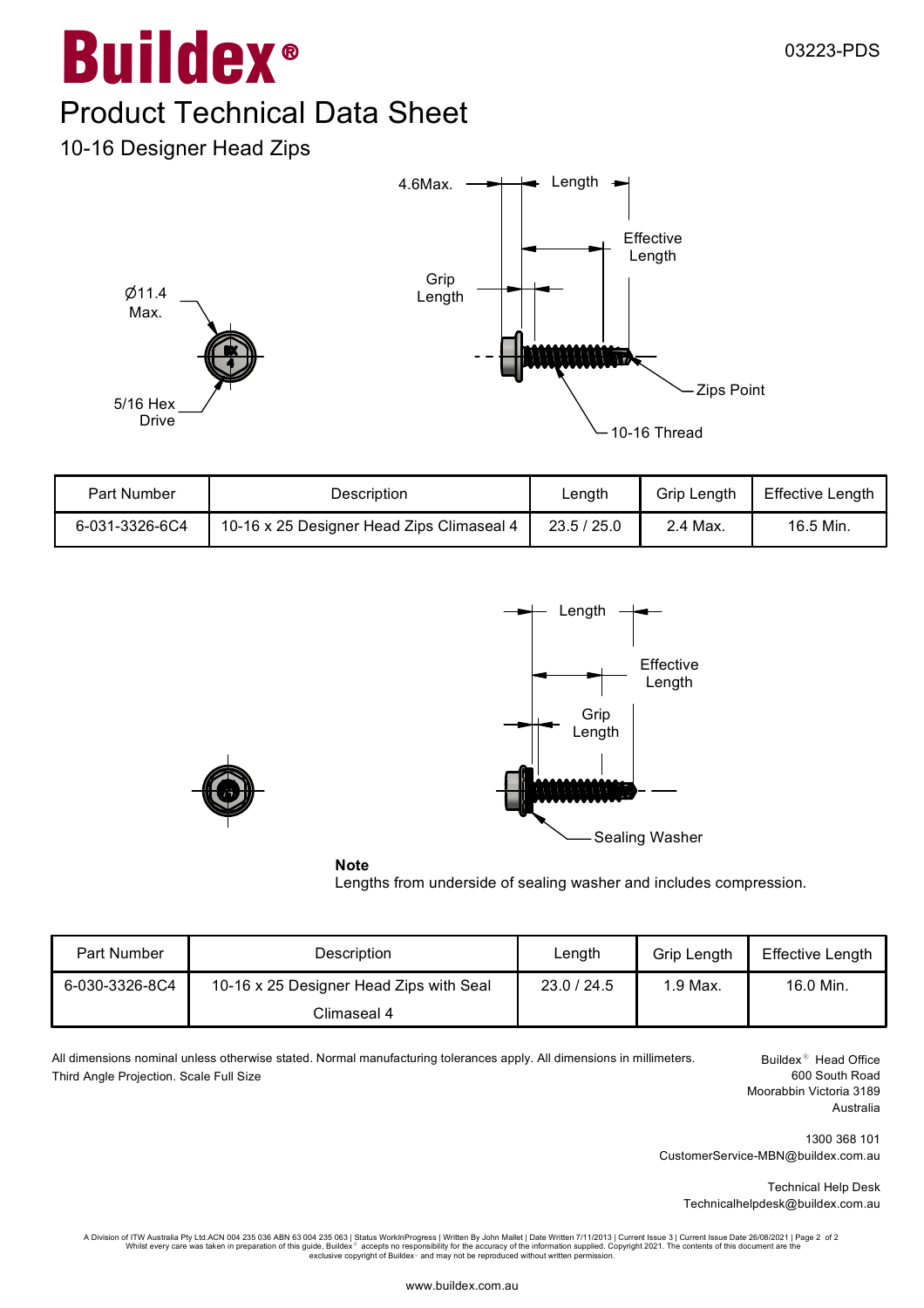# Buildex®

03223-PDS

## Product Technical Data Sheet

### 10-16 Designer Head Zips

Ø11.4 Max.

5/16 Hex Drive

4.6Max.

Length

Effective Length

Grip Length

Zips Point

10-16 Thread

| Part Number | Description | Length | Grip Length | Effective Length |
|---|---|---|---|---|
| 6-031-3326-6C4 | 10-16 x 25 Designer Head Zips Climaseal 4 | 23.5 / 25.0 | 2.4 Max. | 16.5 Min. |

Length

Effective Length

Grip Length

Sealing Washer

**Note**
Lengths from underside of sealing washer and includes compression.

| Part Number | Description | Length | Grip Length | Effective Length |
|---|---|---|---|---|
| 6-030-3326-8C4 | 10-16 x 25 Designer Head Zips with Seal Climaseal 4 | 23.0 / 24.5 | 1.9 Max. | 16.0 Min. |

All dimensions nominal unless otherwise stated. Normal manufacturing tolerances apply. All dimensions in millimeters.
Third Angle Projection. Scale Full Size

Buildex® Head Office
600 South Road
Moorabbin Victoria 3189
Australia

1300 368 101
CustomerService-MBN@buildex.com.au

Technical Help Desk
Technicalhelpdesk@buildex.com.au

A Division of ITW Australia Pty Ltd.ACN 004 235 036 ABN 63 004 235 063 | Status WorkInProgress | Written By John Mallet | Date Written 7/11/2013 | Current Issue 3 | Current Issue Date 26/08/2021
Whilst every care was taken in preparation of this guide, Buildex® accepts no responsibility for the accuracy of the information supplied. Copyright 2021. The contents of this document are the exclusive copyright of Buildex® and may not be reproduced without written permission.

www.buildex.com.au